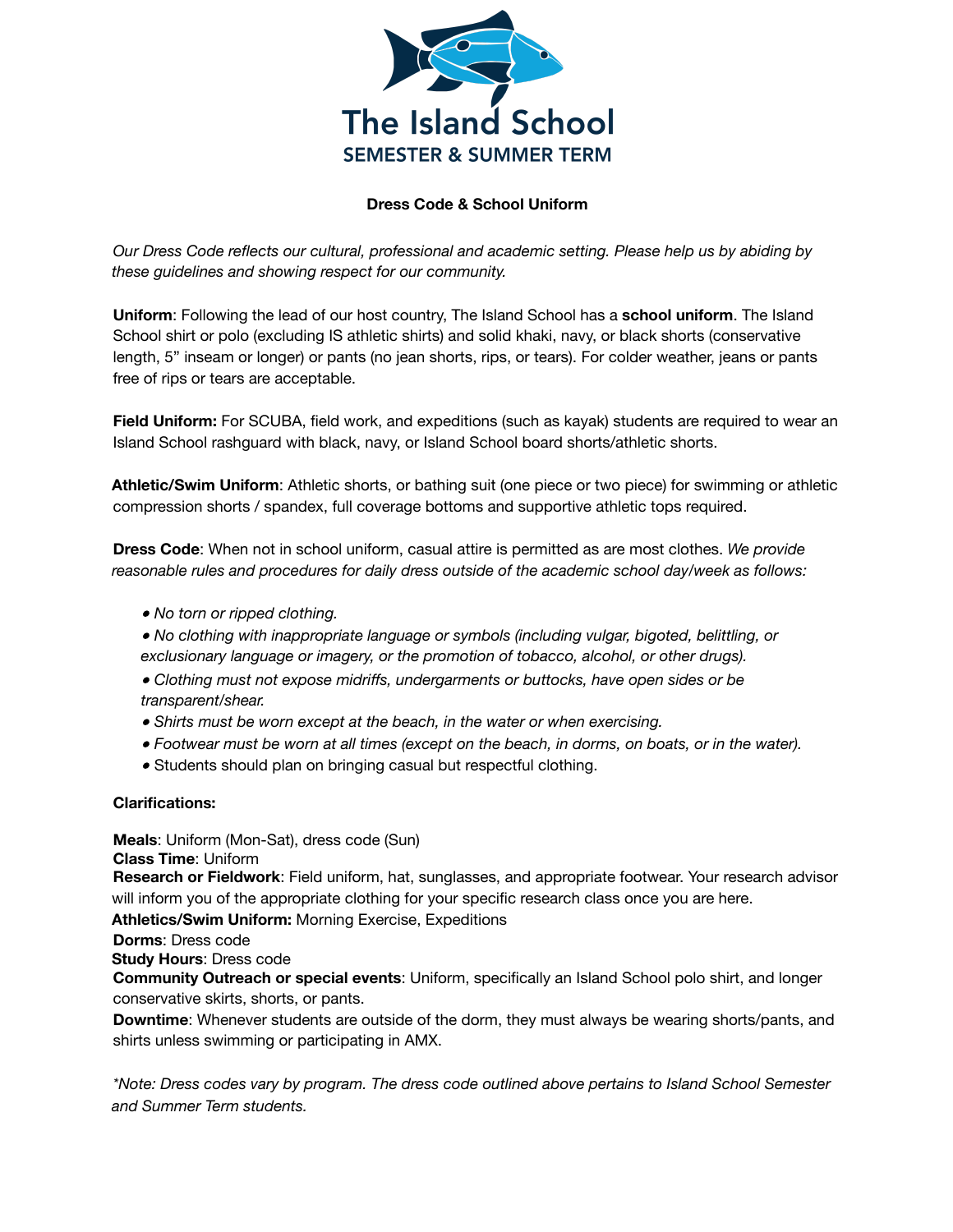# The Island School
## SEMESTER & SUMMER TERM

**Dress Code & School Uniform**

*Our Dress Code reflects our cultural, professional and academic setting. Please help us by abiding by these guidelines and showing respect for our community.*

**Uniform**: Following the lead of our host country, The Island School has a **school uniform**. The Island School shirt or polo (excluding IS athletic shirts) and solid khaki, navy, or black shorts (conservative length, 5" inseam or longer) or pants (no jean shorts, rips, or tears). For colder weather, jeans or pants free of rips or tears are acceptable.

**Field Uniform:** For SCUBA, field work, and expeditions (such as kayak) students are required to wear an Island School rashguard with black, navy, or Island School board shorts/athletic shorts.

**Athletic/Swim Uniform**: Athletic shorts, or bathing suit (one piece or two piece) for swimming or athletic compression shorts / spandex, full coverage bottoms and supportive athletic tops required.

**Dress Code**: When not in school uniform, casual attire is permitted as are most clothes. *We provide reasonable rules and procedures for daily dress outside of the academic school day/week as follows:*

- *No torn or ripped clothing.*
- *No clothing with inappropriate language or symbols (including vulgar, bigoted, belittling, or exclusionary language or imagery, or the promotion of tobacco, alcohol, or other drugs).*
- *Clothing must not expose midriffs, undergarments or buttocks, have open sides or be transparent/shear.*
- *Shirts must be worn except at the beach, in the water or when exercising.*
- *Footwear must be worn at all times (except on the beach, in dorms, on boats, or in the water).*
- Students should plan on bringing casual but respectful clothing.

**Clarifications:**

**Meals**: Uniform (Mon-Sat), dress code (Sun)
**Class Time**: Uniform
**Research or Fieldwork**: Field uniform, hat, sunglasses, and appropriate footwear. Your research advisor will inform you of the appropriate clothing for your specific research class once you are here.
**Athletics/Swim Uniform:** Morning Exercise, Expeditions
**Dorms**: Dress code
**Study Hours**: Dress code
**Community Outreach or special events**: Uniform, specifically an Island School polo shirt, and longer conservative skirts, shorts, or pants.
**Downtime**: Whenever students are outside of the dorm, they must always be wearing shorts/pants, and shirts unless swimming or participating in AMX.

*\*Note: Dress codes vary by program. The dress code outlined above pertains to Island School Semester and Summer Term students.*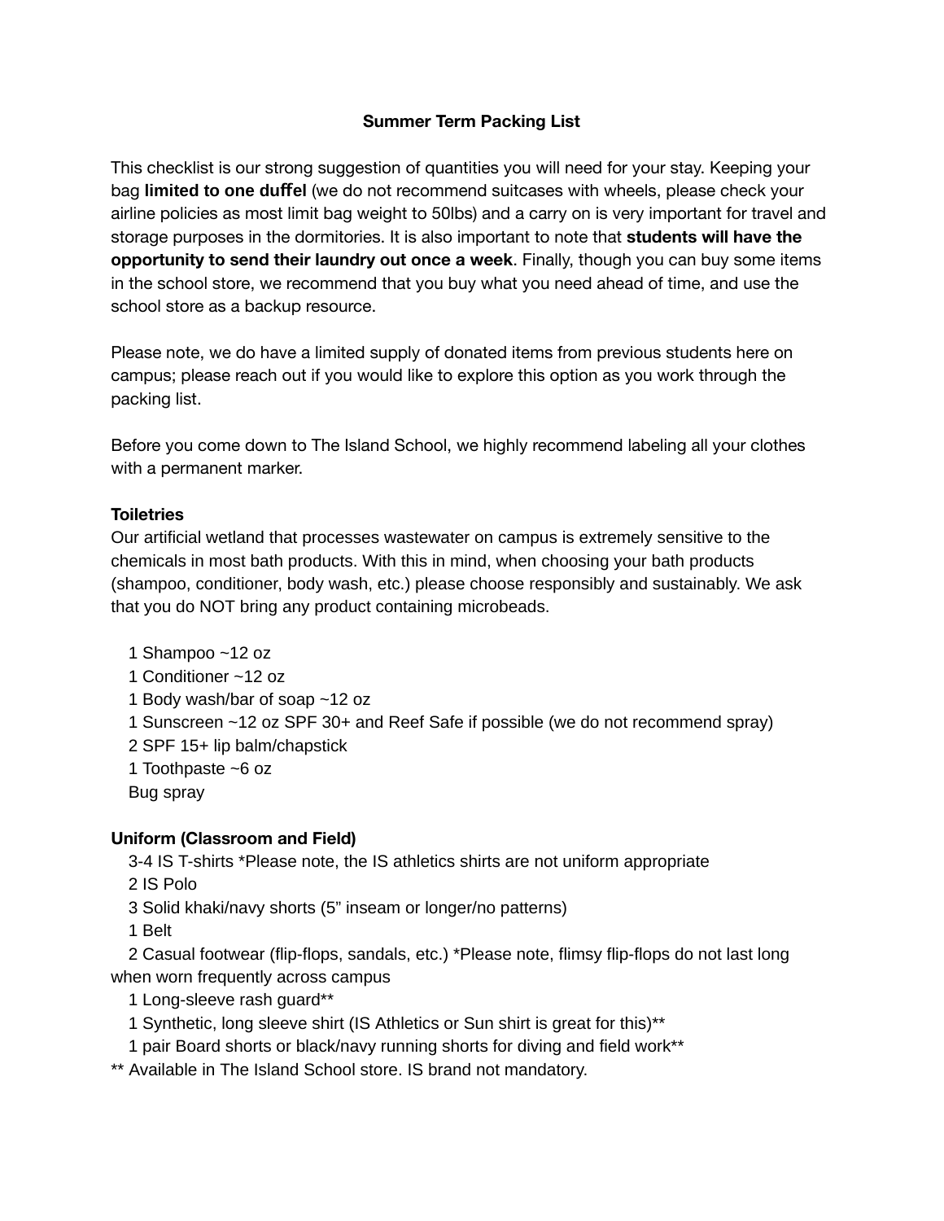# Summer Term Packing List

This checklist is our strong suggestion of quantities you will need for your stay. Keeping your bag **limited to one duffel** (we do not recommend suitcases with wheels, please check your airline policies as most limit bag weight to 50lbs) and a carry on is very important for travel and storage purposes in the dormitories. It is also important to note that **students will have the opportunity to send their laundry out once a week**. Finally, though you can buy some items in the school store, we recommend that you buy what you need ahead of time, and use the school store as a backup resource.

Please note, we do have a limited supply of donated items from previous students here on campus; please reach out if you would like to explore this option as you work through the packing list.

Before you come down to The Island School, we highly recommend labeling all your clothes with a permanent marker.

**Toiletries**

Our artificial wetland that processes wastewater on campus is extremely sensitive to the chemicals in most bath products. With this in mind, when choosing your bath products (shampoo, conditioner, body wash, etc.) please choose responsibly and sustainably. We ask that you do NOT bring any product containing microbeads.

- 1 Shampoo ~12 oz
- 1 Conditioner ~12 oz
- 1 Body wash/bar of soap ~12 oz
- 1 Sunscreen ~12 oz SPF 30+ and Reef Safe if possible (we do not recommend spray)
- 2 SPF 15+ lip balm/chapstick
- 1 Toothpaste ~6 oz
- Bug spray

**Uniform (Classroom and Field)**

- 3-4 IS T-shirts *Please note, the IS athletics shirts are not uniform appropriate
- 2 IS Polo
- 3 Solid khaki/navy shorts (5" inseam or longer/no patterns)
- 1 Belt
- 2 Casual footwear (flip-flops, sandals, etc.) *Please note, flimsy flip-flops do not last long when worn frequently across campus
- 1 Long-sleeve rash guard**
- 1 Synthetic, long sleeve shirt (IS Athletics or Sun shirt is great for this)**
- 1 pair Board shorts or black/navy running shorts for diving and field work**

** Available in The Island School store. IS brand not mandatory.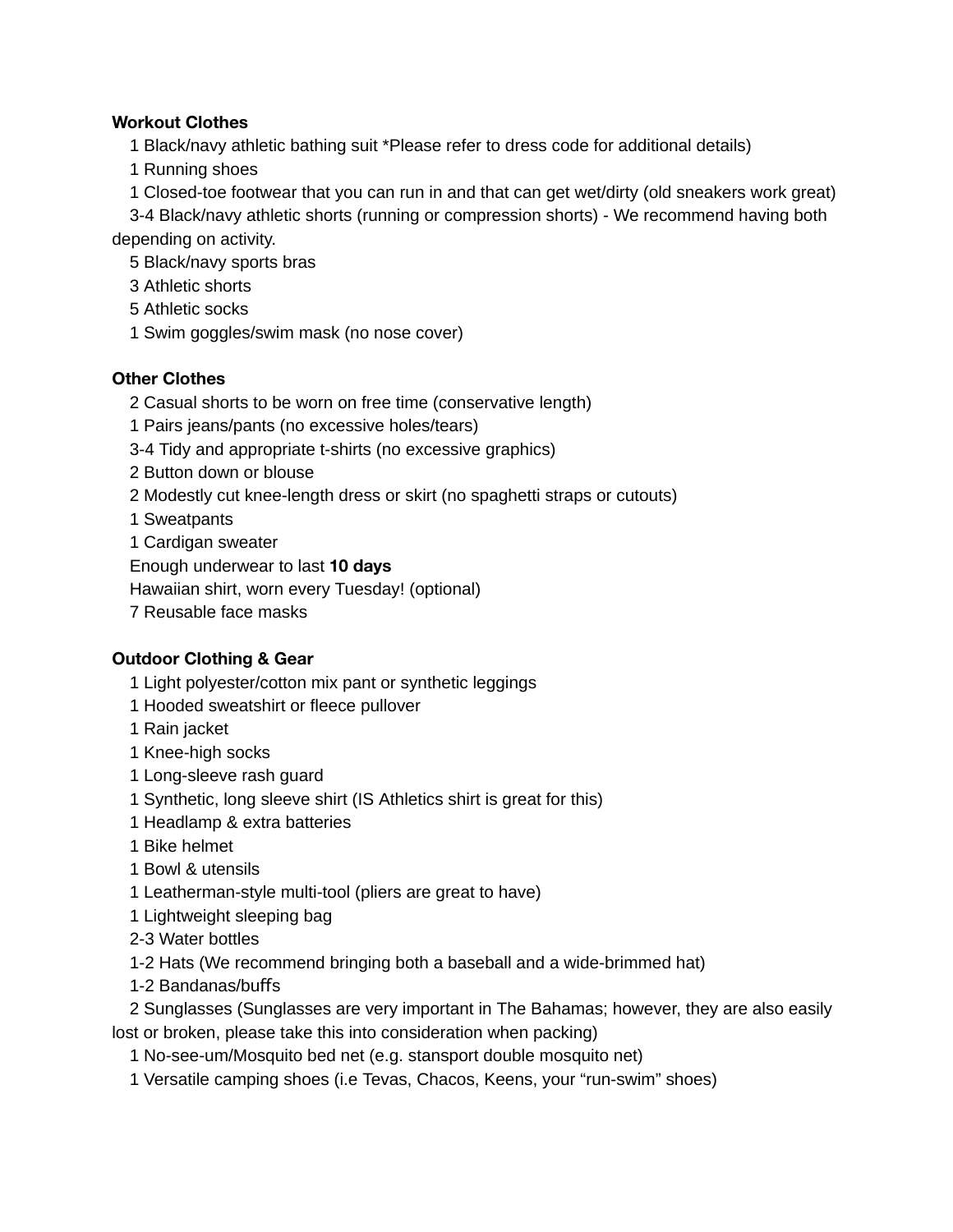**Workout Clothes**

- 1 Black/navy athletic bathing suit *Please refer to dress code for additional details)
- 1 Running shoes
- 1 Closed-toe footwear that you can run in and that can get wet/dirty (old sneakers work great)
- 3-4 Black/navy athletic shorts (running or compression shorts) - We recommend having both depending on activity.
- 5 Black/navy sports bras
- 3 Athletic shorts
- 5 Athletic socks
- 1 Swim goggles/swim mask (no nose cover)

**Other Clothes**

- 2 Casual shorts to be worn on free time (conservative length)
- 1 Pairs jeans/pants (no excessive holes/tears)
- 3-4 Tidy and appropriate t-shirts (no excessive graphics)
- 2 Button down or blouse
- 2 Modestly cut knee-length dress or skirt (no spaghetti straps or cutouts)
- 1 Sweatpants
- 1 Cardigan sweater
- Enough underwear to last **10 days**
- Hawaiian shirt, worn every Tuesday! (optional)
- 7 Reusable face masks

**Outdoor Clothing & Gear**

- 1 Light polyester/cotton mix pant or synthetic leggings
- 1 Hooded sweatshirt or fleece pullover
- 1 Rain jacket
- 1 Knee-high socks
- 1 Long-sleeve rash guard
- 1 Synthetic, long sleeve shirt (IS Athletics shirt is great for this)
- 1 Headlamp & extra batteries
- 1 Bike helmet
- 1 Bowl & utensils
- 1 Leatherman-style multi-tool (pliers are great to have)
- 1 Lightweight sleeping bag
- 2-3 Water bottles
- 1-2 Hats (We recommend bringing both a baseball and a wide-brimmed hat)
- 1-2 Bandanas/buffs
- 2 Sunglasses (Sunglasses are very important in The Bahamas; however, they are also easily lost or broken, please take this into consideration when packing)
- 1 No-see-um/Mosquito bed net (e.g. stansport double mosquito net)
- 1 Versatile camping shoes (i.e Tevas, Chacos, Keens, your “run-swim” shoes)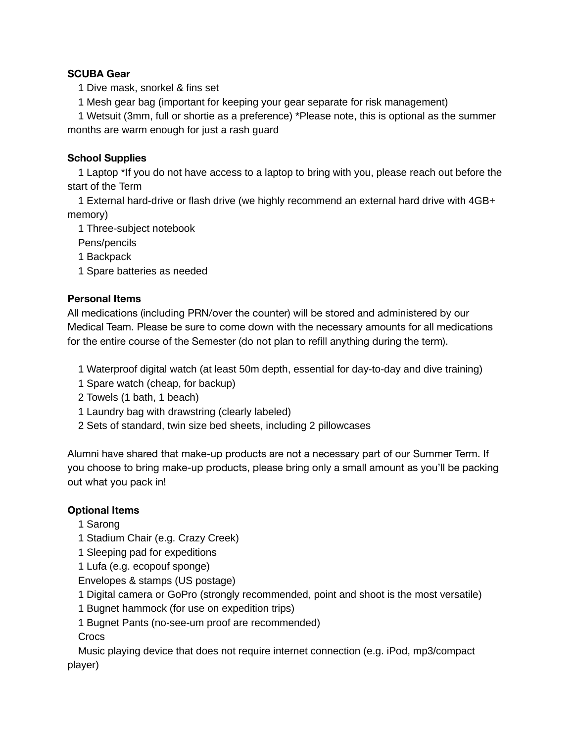**SCUBA Gear**

- 1 Dive mask, snorkel & fins set
- 1 Mesh gear bag (important for keeping your gear separate for risk management)
- 1 Wetsuit (3mm, full or shortie as a preference) *Please note, this is optional as the summer months are warm enough for just a rash guard

**School Supplies**

- 1 Laptop *If you do not have access to a laptop to bring with you, please reach out before the start of the Term
- 1 External hard-drive or flash drive (we highly recommend an external hard drive with 4GB+ memory)
- 1 Three-subject notebook
- Pens/pencils
- 1 Backpack
- 1 Spare batteries as needed

**Personal Items**

All medications (including PRN/over the counter) will be stored and administered by our Medical Team. Please be sure to come down with the necessary amounts for all medications for the entire course of the Semester (do not plan to refill anything during the term).

- 1 Waterproof digital watch (at least 50m depth, essential for day-to-day and dive training)
- 1 Spare watch (cheap, for backup)
- 2 Towels (1 bath, 1 beach)
- 1 Laundry bag with drawstring (clearly labeled)
- 2 Sets of standard, twin size bed sheets, including 2 pillowcases

Alumni have shared that make-up products are not a necessary part of our Summer Term. If you choose to bring make-up products, please bring only a small amount as you'll be packing out what you pack in!

**Optional Items**

- 1 Sarong
- 1 Stadium Chair (e.g. Crazy Creek)
- 1 Sleeping pad for expeditions
- 1 Lufa (e.g. ecopouf sponge)
- Envelopes & stamps (US postage)
- 1 Digital camera or GoPro (strongly recommended, point and shoot is the most versatile)
- 1 Bugnet hammock (for use on expedition trips)
- 1 Bugnet Pants (no-see-um proof are recommended)
- Crocs
- Music playing device that does not require internet connection (e.g. iPod, mp3/compact player)